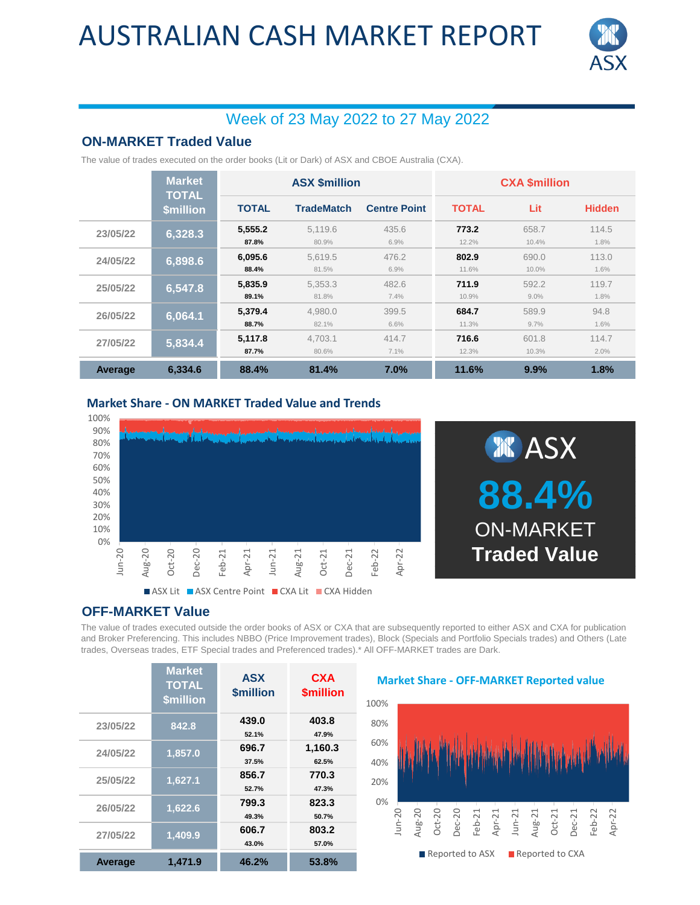# AUSTRALIAN CASH MARKET REPORT

## Week of 23 May 2022 to 27 May 2022

## ON-MARKET Traded Value

The value of trades executed on the order books (Lit or Dark) of ASX and CBOE Australia (CXA).

| | Market TOTAL $million | ASX $million | | | CXA $million | | |
|---|---|---|---|---|---|---|---|
| | | TOTAL | TradeMatch | Centre Point | TOTAL | Lit | Hidden |
| 23/05/22 | 6,328.3 | 5,555.2<br>87.8% | 5,119.6<br>80.9% | 435.6<br>6.9% | 773.2<br>12.2% | 658.7<br>10.4% | 114.5<br>1.8% |
| 24/05/22 | 6,898.6 | 6,095.6<br>88.4% | 5,619.5<br>81.5% | 476.2<br>6.9% | 802.9<br>11.6% | 690.0<br>10.0% | 113.0<br>1.6% |
| 25/05/22 | 6,547.8 | 5,835.9<br>89.1% | 5,353.3<br>81.8% | 482.6<br>7.4% | 711.9<br>10.9% | 592.2<br>9.0% | 119.7<br>1.8% |
| 26/05/22 | 6,064.1 | 5,379.4<br>88.7% | 4,980.0<br>82.1% | 399.5<br>6.6% | 684.7<br>11.3% | 589.9<br>9.7% | 94.8<br>1.6% |
| 27/05/22 | 5,834.4 | 5,117.8<br>87.7% | 4,703.1<br>80.6% | 414.7<br>7.1% | 716.6<br>12.3% | 601.8<br>10.3% | 114.7<br>2.0% |
| **Average** | **6,334.6** | **88.4%** | **81.4%** | **7.0%** | **11.6%** | **9.9%** | **1.8%** |

### Market Share - ON MARKET Traded Value and Trends

ASX **88.4%** ON-MARKET Traded Value

## OFF-MARKET Value

The value of trades executed outside the order books of ASX or CXA that are subsequently reported to either ASX and CXA for publication and Broker Preferencing. This includes NBBO (Price Improvement trades), Block (Specials and Portfolio Specials trades) and Others (Late trades, Overseas trades, ETF Special trades and Preferenced trades).* All OFF-MARKET trades are Dark.

| | Market TOTAL $million | ASX $million | CXA $million |
|---|---|---|---|
| 23/05/22 | 842.8 | 439.0<br>52.1% | 403.8<br>47.9% |
| 24/05/22 | 1,857.0 | 696.7<br>37.5% | 1,160.3<br>62.5% |
| 25/05/22 | 1,627.1 | 856.7<br>52.7% | 770.3<br>47.3% |
| 26/05/22 | 1,622.6 | 799.3<br>49.3% | 823.3<br>50.7% |
| 27/05/22 | 1,409.9 | 606.7<br>43.0% | 803.2<br>57.0% |
| **Average** | **1,471.9** | **46.2%** | **53.8%** |

### Market Share - OFF-MARKET Reported value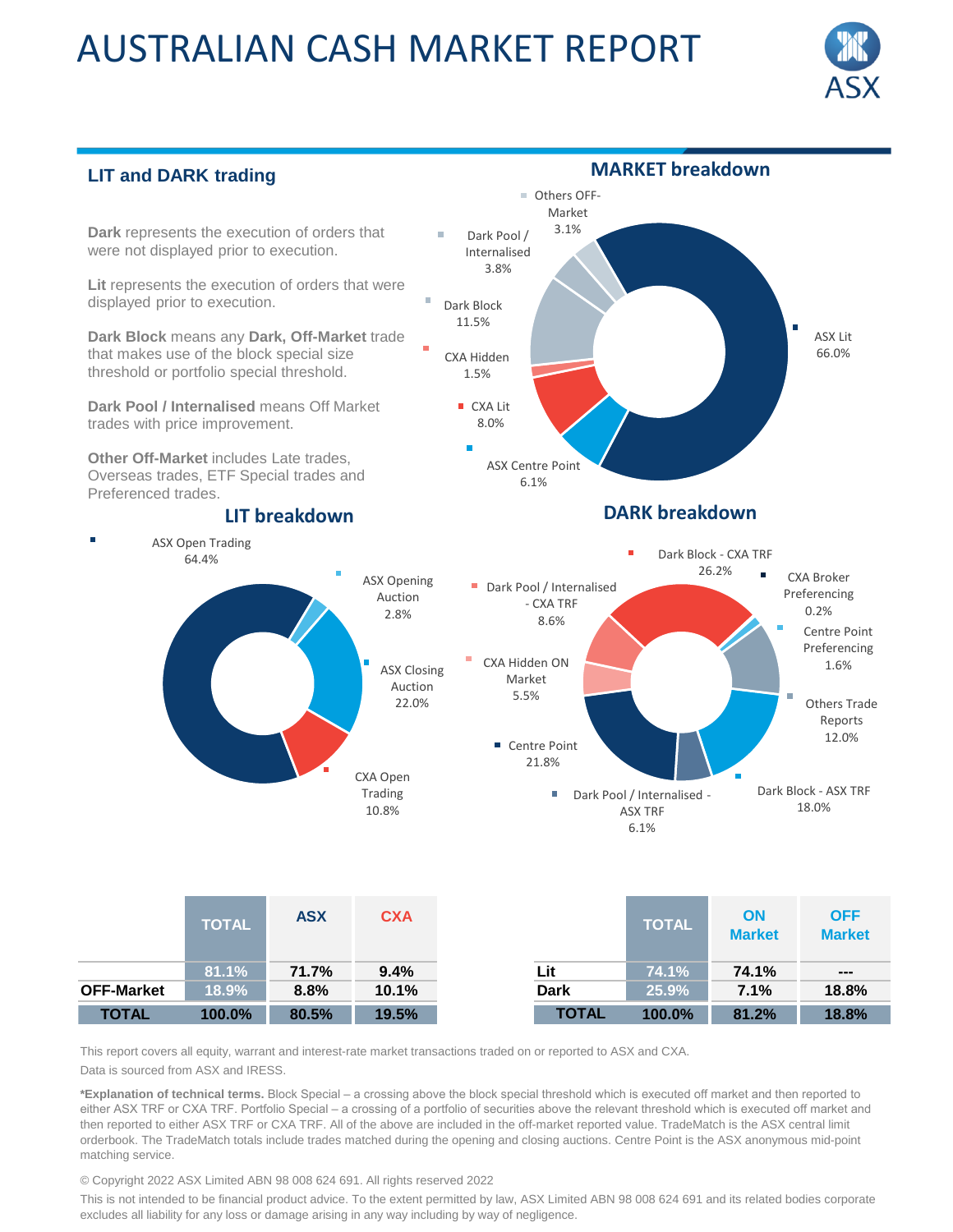# AUSTRALIAN CASH MARKET REPORT

## LIT and DARK trading

**Dark** represents the execution of orders that were not displayed prior to execution.

**Lit** represents the execution of orders that were displayed prior to execution.

**Dark Block** means any **Dark, Off-Market** trade that makes use of the block special size threshold or portfolio special threshold.

**Dark Pool / Internalised** means Off Market trades with price improvement.

**Other Off-Market** includes Late trades, Overseas trades, ETF Special trades and Preferenced trades.

## MARKET breakdown

Others OFF-Market 3.1%
Dark Pool / Internalised 3.8%
Dark Block 11.5%
CXA Hidden 1.5%
CXA Lit 8.0%
ASX Centre Point 6.1%
ASX Lit 66.0%

## LIT breakdown

ASX Open Trading 64.4%
ASX Opening Auction 2.8%
ASX Closing Auction 22.0%
CXA Open Trading 10.8%

## DARK breakdown

Dark Block - CXA TRF 26.2%
CXA Broker Preferencing 0.2%
Centre Point Preferencing 1.6%
Others Trade Reports 12.0%
Dark Block - ASX TRF 18.0%
Dark Pool / Internalised - ASX TRF 6.1%
Centre Point 21.8%
CXA Hidden ON Market 5.5%
Dark Pool / Internalised - CXA TRF 8.6%

| | TOTAL | ASX | CXA |
|---|---|---|---|
| | 81.1% | 71.7% | 9.4% |
| OFF-Market | 18.9% | 8.8% | 10.1% |
| TOTAL | 100.0% | 80.5% | 19.5% |

| | TOTAL | ON Market | OFF Market |
|---|---|---|---|
| Lit | 74.1% | 74.1% | --- |
| Dark | 25.9% | 7.1% | 18.8% |
| TOTAL | 100.0% | 81.2% | 18.8% |

This report covers all equity, warrant and interest-rate market transactions traded on or reported to ASX and CXA.

Data is sourced from ASX and IRESS.

**\*Explanation of technical terms.** Block Special – a crossing above the block special threshold which is executed off market and then reported to either ASX TRF or CXA TRF. Portfolio Special – a crossing of a portfolio of securities above the relevant threshold which is executed off market and then reported to either ASX TRF or CXA TRF. All of the above are included in the off-market reported value. TradeMatch is the ASX central limit orderbook. The TradeMatch totals include trades matched during the opening and closing auctions. Centre Point is the ASX anonymous mid-point matching service.

© Copyright 2022 ASX Limited ABN 98 008 624 691. All rights reserved 2022

This is not intended to be financial product advice. To the extent permitted by law, ASX Limited ABN 98 008 624 691 and its related bodies corporate excludes all liability for any loss or damage arising in any way including by way of negligence.